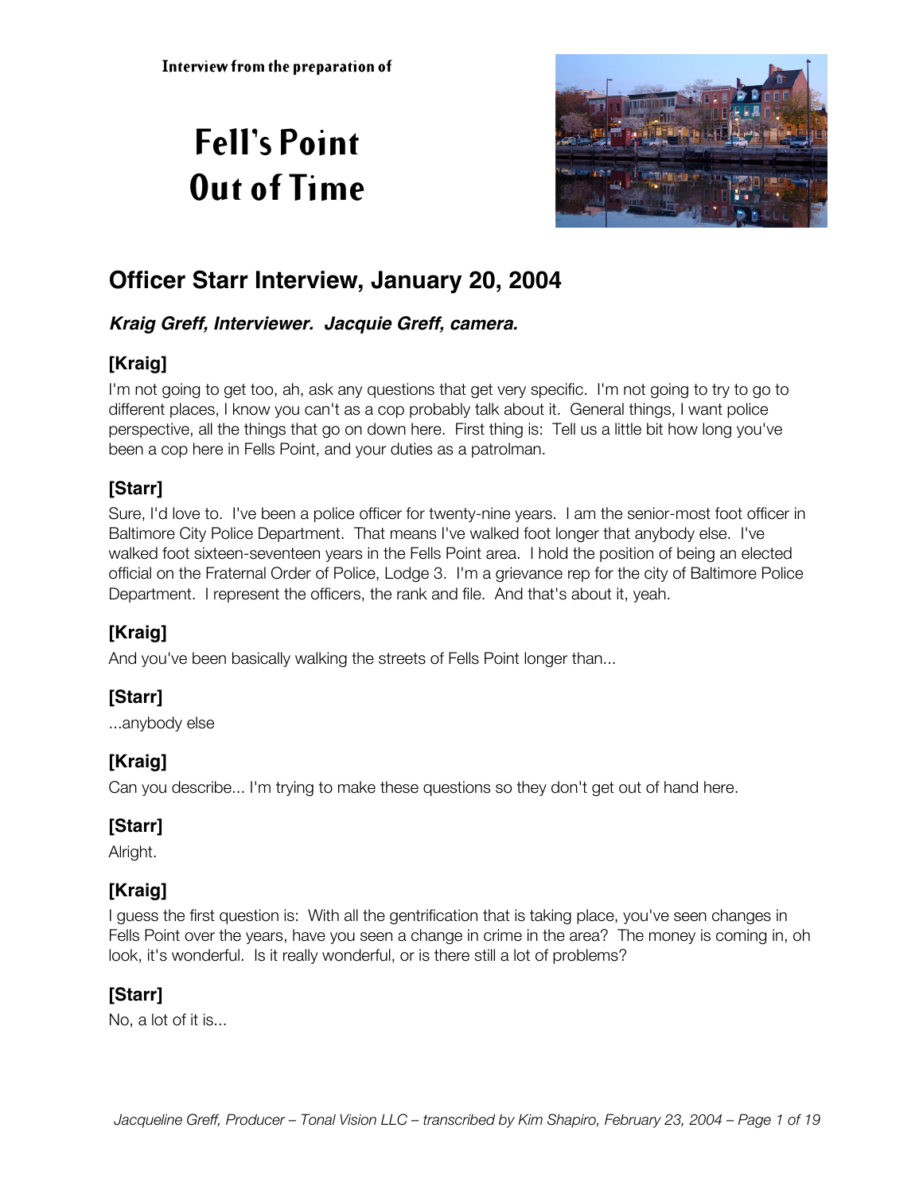Interview from the preparation of

# Fell's Point Out of Time

## Officer Starr Interview, January 20, 2004

***Kraig Greff, Interviewer. Jacquie Greff, camera.***

### [Kraig]

I'm not going to get too, ah, ask any questions that get very specific. I'm not going to try to go to different places, I know you can't as a cop probably talk about it. General things, I want police perspective, all the things that go on down here. First thing is: Tell us a little bit how long you've been a cop here in Fells Point, and your duties as a patrolman.

### [Starr]

Sure, I'd love to. I've been a police officer for twenty-nine years. I am the senior-most foot officer in Baltimore City Police Department. That means I've walked foot longer that anybody else. I've walked foot sixteen-seventeen years in the Fells Point area. I hold the position of being an elected official on the Fraternal Order of Police, Lodge 3. I'm a grievance rep for the city of Baltimore Police Department. I represent the officers, the rank and file. And that's about it, yeah.

### [Kraig]

And you've been basically walking the streets of Fells Point longer than...

### [Starr]

...anybody else

### [Kraig]

Can you describe... I'm trying to make these questions so they don't get out of hand here.

### [Starr]

Alright.

### [Kraig]

I guess the first question is: With all the gentrification that is taking place, you've seen changes in Fells Point over the years, have you seen a change in crime in the area? The money is coming in, oh look, it's wonderful. Is it really wonderful, or is there still a lot of problems?

### [Starr]

No, a lot of it is...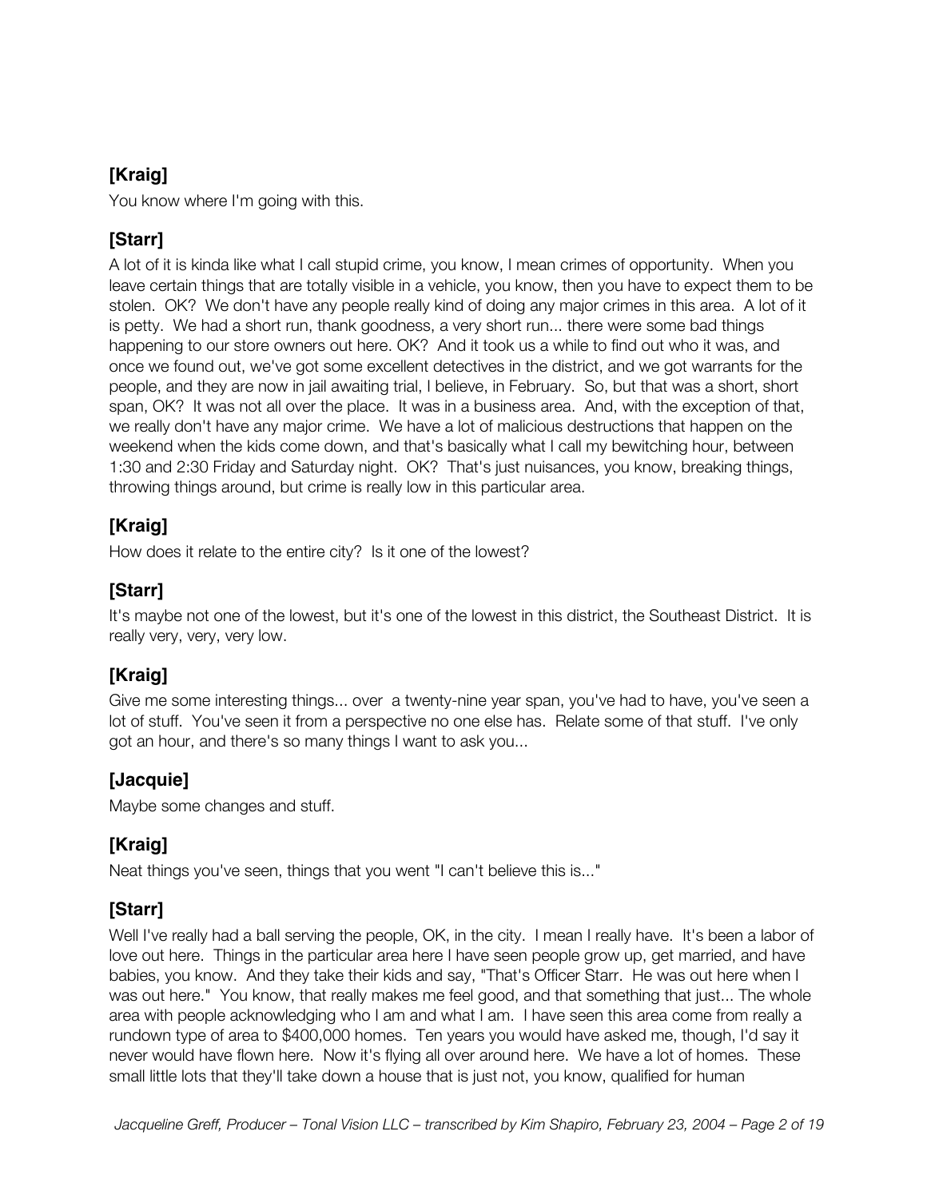**[Kraig]**

You know where I'm going with this.

**[Starr]**

A lot of it is kinda like what I call stupid crime, you know, I mean crimes of opportunity. When you leave certain things that are totally visible in a vehicle, you know, then you have to expect them to be stolen. OK? We don't have any people really kind of doing any major crimes in this area. A lot of it is petty. We had a short run, thank goodness, a very short run... there were some bad things happening to our store owners out here. OK? And it took us a while to find out who it was, and once we found out, we've got some excellent detectives in the district, and we got warrants for the people, and they are now in jail awaiting trial, I believe, in February. So, but that was a short, short span, OK? It was not all over the place. It was in a business area. And, with the exception of that, we really don't have any major crime. We have a lot of malicious destructions that happen on the weekend when the kids come down, and that's basically what I call my bewitching hour, between 1:30 and 2:30 Friday and Saturday night. OK? That's just nuisances, you know, breaking things, throwing things around, but crime is really low in this particular area.

**[Kraig]**

How does it relate to the entire city? Is it one of the lowest?

**[Starr]**

It's maybe not one of the lowest, but it's one of the lowest in this district, the Southeast District. It is really very, very, very low.

**[Kraig]**

Give me some interesting things... over a twenty-nine year span, you've had to have, you've seen a lot of stuff. You've seen it from a perspective no one else has. Relate some of that stuff. I've only got an hour, and there's so many things I want to ask you...

**[Jacquie]**

Maybe some changes and stuff.

**[Kraig]**

Neat things you've seen, things that you went "I can't believe this is..."

**[Starr]**

Well I've really had a ball serving the people, OK, in the city. I mean I really have. It's been a labor of love out here. Things in the particular area here I have seen people grow up, get married, and have babies, you know. And they take their kids and say, "That's Officer Starr. He was out here when I was out here." You know, that really makes me feel good, and that something that just... The whole area with people acknowledging who I am and what I am. I have seen this area come from really a rundown type of area to $400,000 homes. Ten years you would have asked me, though, I'd say it never would have flown here. Now it's flying all over around here. We have a lot of homes. These small little lots that they'll take down a house that is just not, you know, qualified for human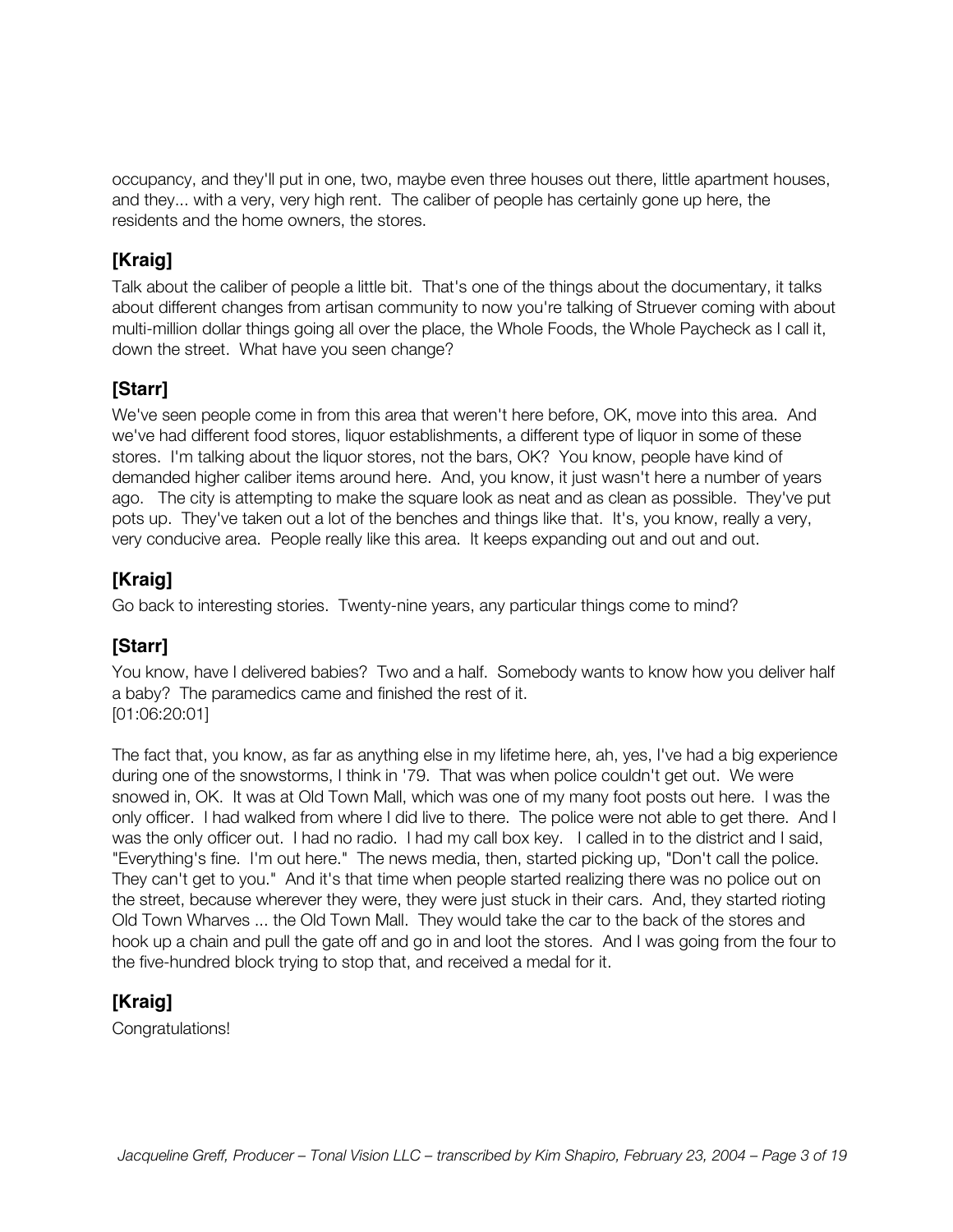occupancy, and they'll put in one, two, maybe even three houses out there, little apartment houses, and they... with a very, very high rent. The caliber of people has certainly gone up here, the residents and the home owners, the stores.

## [Kraig]

Talk about the caliber of people a little bit. That's one of the things about the documentary, it talks about different changes from artisan community to now you're talking of Struever coming with about multi-million dollar things going all over the place, the Whole Foods, the Whole Paycheck as I call it, down the street. What have you seen change?

## [Starr]

We've seen people come in from this area that weren't here before, OK, move into this area. And we've had different food stores, liquor establishments, a different type of liquor in some of these stores. I'm talking about the liquor stores, not the bars, OK? You know, people have kind of demanded higher caliber items around here. And, you know, it just wasn't here a number of years ago. The city is attempting to make the square look as neat and as clean as possible. They've put pots up. They've taken out a lot of the benches and things like that. It's, you know, really a very, very conducive area. People really like this area. It keeps expanding out and out and out.

## [Kraig]

Go back to interesting stories. Twenty-nine years, any particular things come to mind?

## [Starr]

You know, have I delivered babies? Two and a half. Somebody wants to know how you deliver half a baby? The paramedics came and finished the rest of it.
[01:06:20:01]

The fact that, you know, as far as anything else in my lifetime here, ah, yes, I've had a big experience during one of the snowstorms, I think in '79. That was when police couldn't get out. We were snowed in, OK. It was at Old Town Mall, which was one of my many foot posts out here. I was the only officer. I had walked from where I did live to there. The police were not able to get there. And I was the only officer out. I had no radio. I had my call box key. I called in to the district and I said, "Everything's fine. I'm out here." The news media, then, started picking up, "Don't call the police. They can't get to you." And it's that time when people started realizing there was no police out on the street, because wherever they were, they were just stuck in their cars. And, they started rioting Old Town Wharves ... the Old Town Mall. They would take the car to the back of the stores and hook up a chain and pull the gate off and go in and loot the stores. And I was going from the four to the five-hundred block trying to stop that, and received a medal for it.

## [Kraig]

Congratulations!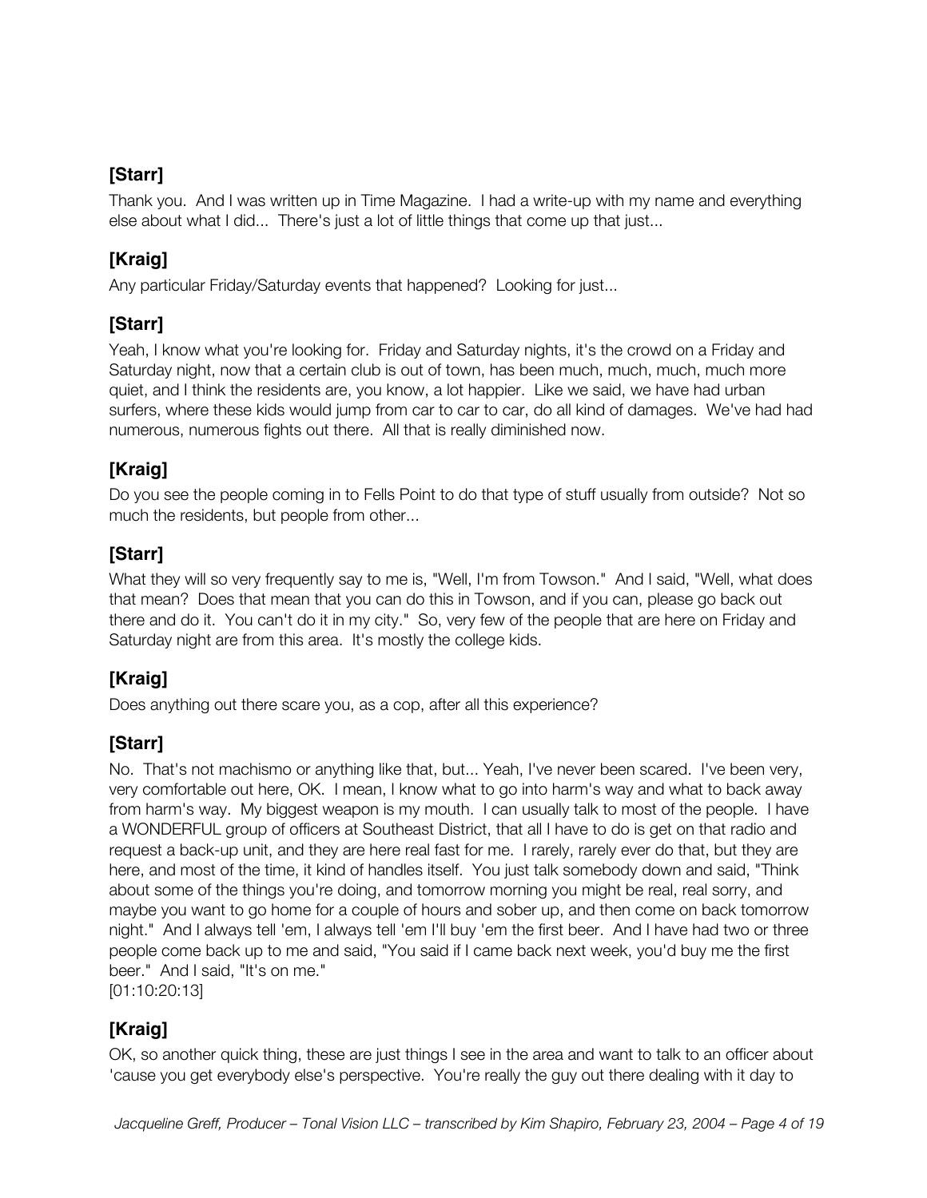**[Starr]**

Thank you. And I was written up in Time Magazine. I had a write-up with my name and everything else about what I did... There's just a lot of little things that come up that just...

**[Kraig]**

Any particular Friday/Saturday events that happened? Looking for just...

**[Starr]**

Yeah, I know what you're looking for. Friday and Saturday nights, it's the crowd on a Friday and Saturday night, now that a certain club is out of town, has been much, much, much, much more quiet, and I think the residents are, you know, a lot happier. Like we said, we have had urban surfers, where these kids would jump from car to car to car, do all kind of damages. We've had had numerous, numerous fights out there. All that is really diminished now.

**[Kraig]**

Do you see the people coming in to Fells Point to do that type of stuff usually from outside? Not so much the residents, but people from other...

**[Starr]**

What they will so very frequently say to me is, "Well, I'm from Towson." And I said, "Well, what does that mean? Does that mean that you can do this in Towson, and if you can, please go back out there and do it. You can't do it in my city." So, very few of the people that are here on Friday and Saturday night are from this area. It's mostly the college kids.

**[Kraig]**

Does anything out there scare you, as a cop, after all this experience?

**[Starr]**

No. That's not machismo or anything like that, but... Yeah, I've never been scared. I've been very, very comfortable out here, OK. I mean, I know what to go into harm's way and what to back away from harm's way. My biggest weapon is my mouth. I can usually talk to most of the people. I have a WONDERFUL group of officers at Southeast District, that all I have to do is get on that radio and request a back-up unit, and they are here real fast for me. I rarely, rarely ever do that, but they are here, and most of the time, it kind of handles itself. You just talk somebody down and said, "Think about some of the things you're doing, and tomorrow morning you might be real, real sorry, and maybe you want to go home for a couple of hours and sober up, and then come on back tomorrow night." And I always tell 'em, I always tell 'em I'll buy 'em the first beer. And I have had two or three people come back up to me and said, "You said if I came back next week, you'd buy me the first beer." And I said, "It's on me."
[01:10:20:13]

**[Kraig]**

OK, so another quick thing, these are just things I see in the area and want to talk to an officer about 'cause you get everybody else's perspective. You're really the guy out there dealing with it day to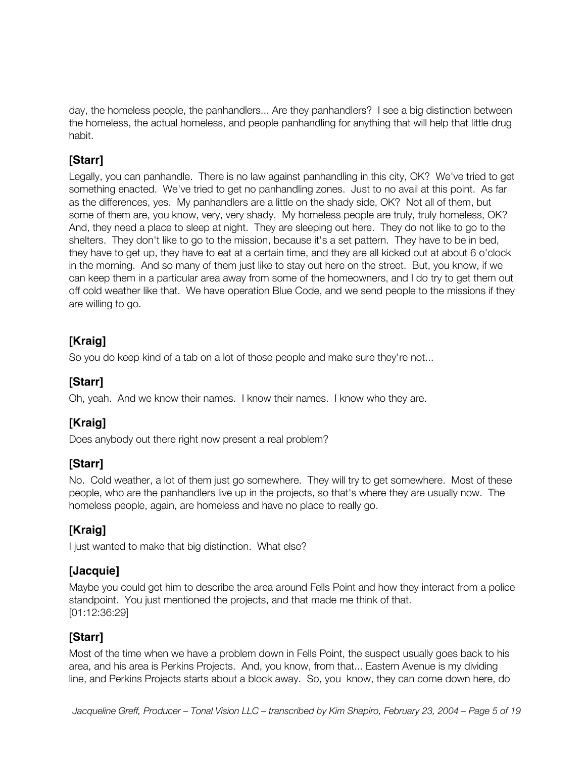day, the homeless people, the panhandlers... Are they panhandlers? I see a big distinction between the homeless, the actual homeless, and people panhandling for anything that will help that little drug habit.

## [Starr]

Legally, you can panhandle. There is no law against panhandling in this city, OK? We've tried to get something enacted. We've tried to get no panhandling zones. Just to no avail at this point. As far as the differences, yes. My panhandlers are a little on the shady side, OK? Not all of them, but some of them are, you know, very, very shady. My homeless people are truly, truly homeless, OK? And, they need a place to sleep at night. They are sleeping out here. They do not like to go to the shelters. They don't like to go to the mission, because it's a set pattern. They have to be in bed, they have to get up, they have to eat at a certain time, and they are all kicked out at about 6 o'clock in the morning. And so many of them just like to stay out here on the street. But, you know, if we can keep them in a particular area away from some of the homeowners, and I do try to get them out off cold weather like that. We have operation Blue Code, and we send people to the missions if they are willing to go.

## [Kraig]

So you do keep kind of a tab on a lot of those people and make sure they're not...

## [Starr]

Oh, yeah. And we know their names. I know their names. I know who they are.

## [Kraig]

Does anybody out there right now present a real problem?

## [Starr]

No. Cold weather, a lot of them just go somewhere. They will try to get somewhere. Most of these people, who are the panhandlers live up in the projects, so that's where they are usually now. The homeless people, again, are homeless and have no place to really go.

## [Kraig]

I just wanted to make that big distinction. What else?

## [Jacquie]

Maybe you could get him to describe the area around Fells Point and how they interact from a police standpoint. You just mentioned the projects, and that made me think of that.
[01:12:36:29]

## [Starr]

Most of the time when we have a problem down in Fells Point, the suspect usually goes back to his area, and his area is Perkins Projects. And, you know, from that... Eastern Avenue is my dividing line, and Perkins Projects starts about a block away. So, you know, they can come down here, do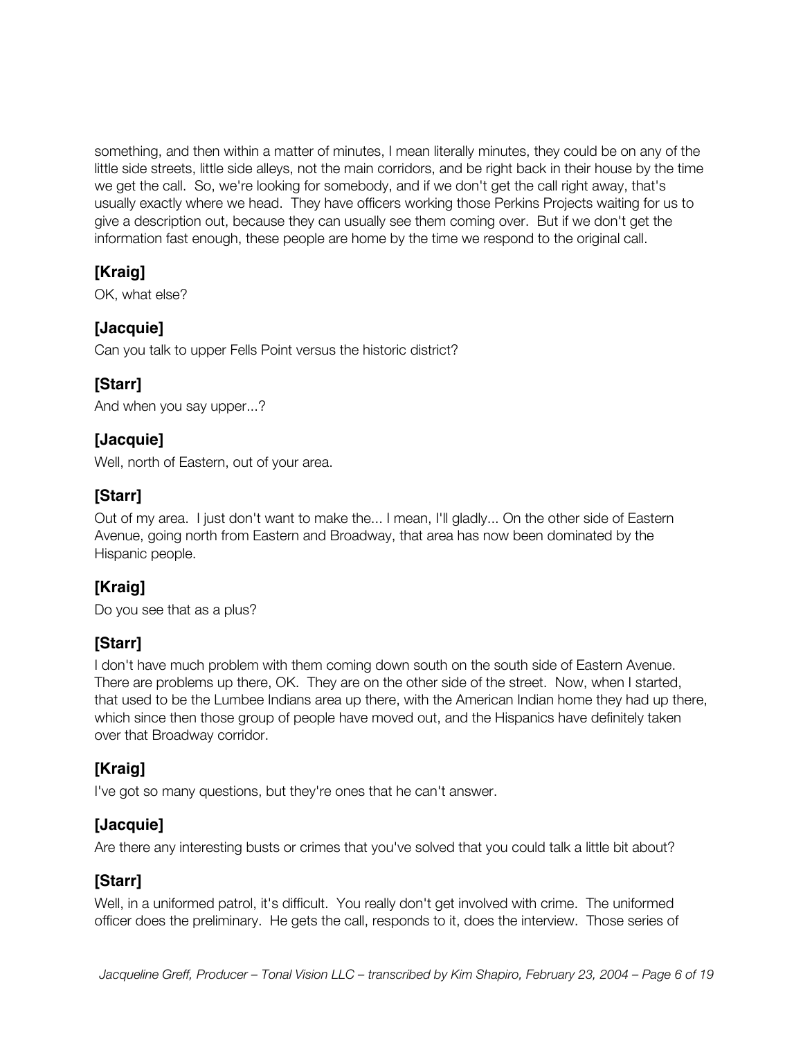something, and then within a matter of minutes, I mean literally minutes, they could be on any of the little side streets, little side alleys, not the main corridors, and be right back in their house by the time we get the call. So, we're looking for somebody, and if we don't get the call right away, that's usually exactly where we head. They have officers working those Perkins Projects waiting for us to give a description out, because they can usually see them coming over. But if we don't get the information fast enough, these people are home by the time we respond to the original call.

## [Kraig]

OK, what else?

## [Jacquie]

Can you talk to upper Fells Point versus the historic district?

## [Starr]

And when you say upper...?

## [Jacquie]

Well, north of Eastern, out of your area.

## [Starr]

Out of my area. I just don't want to make the... I mean, I'll gladly... On the other side of Eastern Avenue, going north from Eastern and Broadway, that area has now been dominated by the Hispanic people.

## [Kraig]

Do you see that as a plus?

## [Starr]

I don't have much problem with them coming down south on the south side of Eastern Avenue. There are problems up there, OK. They are on the other side of the street. Now, when I started, that used to be the Lumbee Indians area up there, with the American Indian home they had up there, which since then those group of people have moved out, and the Hispanics have definitely taken over that Broadway corridor.

## [Kraig]

I've got so many questions, but they're ones that he can't answer.

## [Jacquie]

Are there any interesting busts or crimes that you've solved that you could talk a little bit about?

## [Starr]

Well, in a uniformed patrol, it's difficult. You really don't get involved with crime. The uniformed officer does the preliminary. He gets the call, responds to it, does the interview. Those series of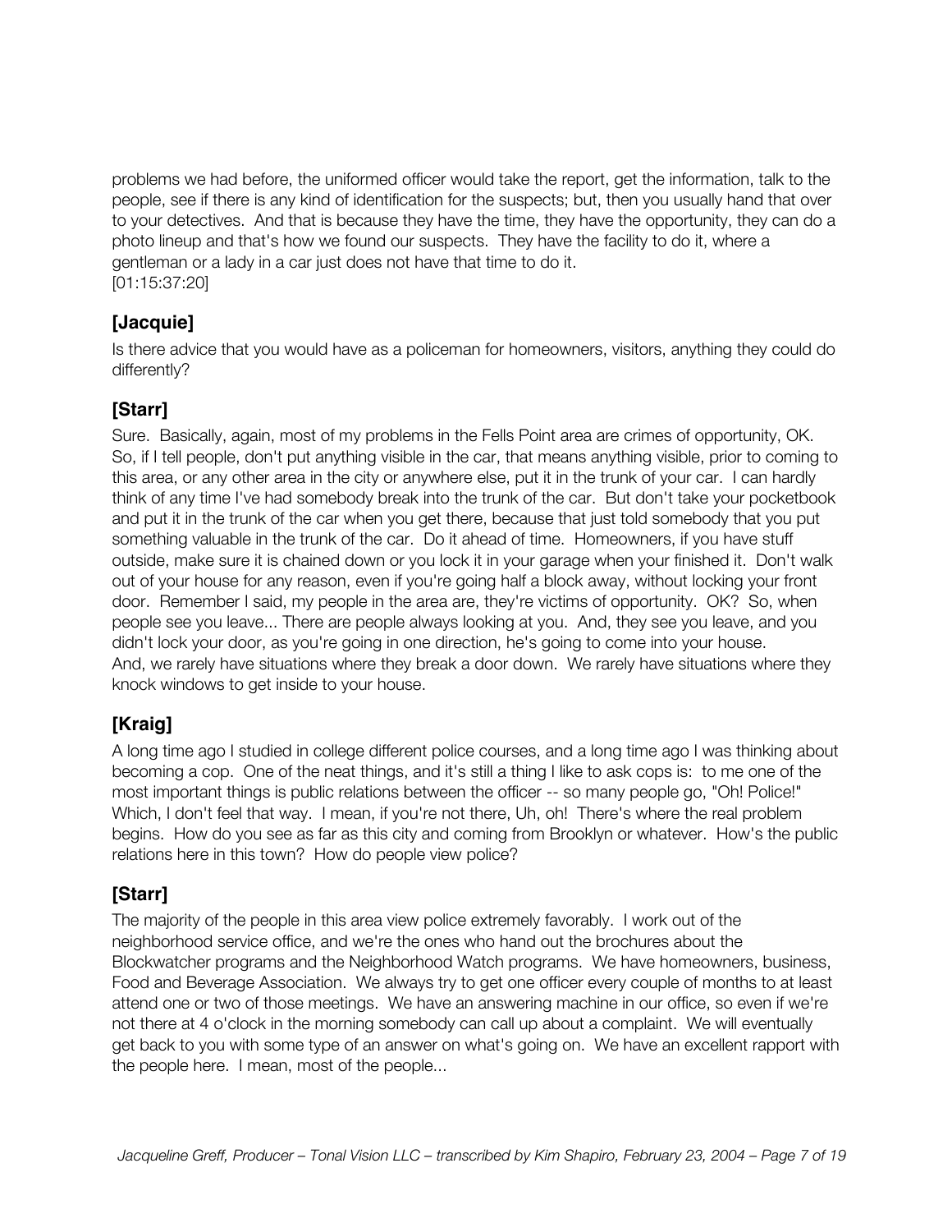problems we had before, the uniformed officer would take the report, get the information, talk to the people, see if there is any kind of identification for the suspects; but, then you usually hand that over to your detectives. And that is because they have the time, they have the opportunity, they can do a photo lineup and that's how we found our suspects. They have the facility to do it, where a gentleman or a lady in a car just does not have that time to do it.
[01:15:37:20]

## [Jacquie]

Is there advice that you would have as a policeman for homeowners, visitors, anything they could do differently?

## [Starr]

Sure. Basically, again, most of my problems in the Fells Point area are crimes of opportunity, OK. So, if I tell people, don't put anything visible in the car, that means anything visible, prior to coming to this area, or any other area in the city or anywhere else, put it in the trunk of your car. I can hardly think of any time I've had somebody break into the trunk of the car. But don't take your pocketbook and put it in the trunk of the car when you get there, because that just told somebody that you put something valuable in the trunk of the car. Do it ahead of time. Homeowners, if you have stuff outside, make sure it is chained down or you lock it in your garage when your finished it. Don't walk out of your house for any reason, even if you're going half a block away, without locking your front door. Remember I said, my people in the area are, they're victims of opportunity. OK? So, when people see you leave... There are people always looking at you. And, they see you leave, and you didn't lock your door, as you're going in one direction, he's going to come into your house.
And, we rarely have situations where they break a door down. We rarely have situations where they knock windows to get inside to your house.

## [Kraig]

A long time ago I studied in college different police courses, and a long time ago I was thinking about becoming a cop. One of the neat things, and it's still a thing I like to ask cops is: to me one of the most important things is public relations between the officer -- so many people go, "Oh! Police!" Which, I don't feel that way. I mean, if you're not there, Uh, oh! There's where the real problem begins. How do you see as far as this city and coming from Brooklyn or whatever. How's the public relations here in this town? How do people view police?

## [Starr]

The majority of the people in this area view police extremely favorably. I work out of the neighborhood service office, and we're the ones who hand out the brochures about the Blockwatcher programs and the Neighborhood Watch programs. We have homeowners, business, Food and Beverage Association. We always try to get one officer every couple of months to at least attend one or two of those meetings. We have an answering machine in our office, so even if we're not there at 4 o'clock in the morning somebody can call up about a complaint. We will eventually get back to you with some type of an answer on what's going on. We have an excellent rapport with the people here. I mean, most of the people...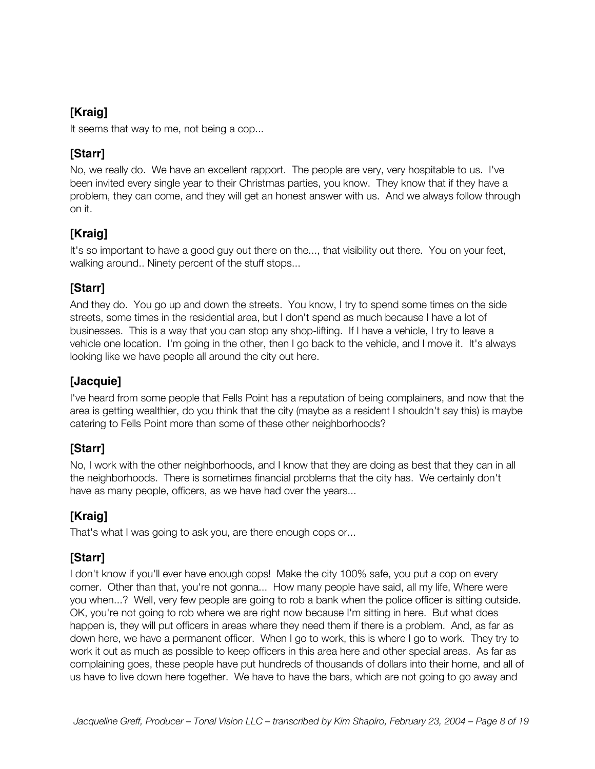**[Kraig]**

It seems that way to me, not being a cop...

**[Starr]**

No, we really do. We have an excellent rapport. The people are very, very hospitable to us. I've been invited every single year to their Christmas parties, you know. They know that if they have a problem, they can come, and they will get an honest answer with us. And we always follow through on it.

**[Kraig]**

It's so important to have a good guy out there on the..., that visibility out there. You on your feet, walking around.. Ninety percent of the stuff stops...

**[Starr]**

And they do. You go up and down the streets. You know, I try to spend some times on the side streets, some times in the residential area, but I don't spend as much because I have a lot of businesses. This is a way that you can stop any shop-lifting. If I have a vehicle, I try to leave a vehicle one location. I'm going in the other, then I go back to the vehicle, and I move it. It's always looking like we have people all around the city out here.

**[Jacquie]**

I've heard from some people that Fells Point has a reputation of being complainers, and now that the area is getting wealthier, do you think that the city (maybe as a resident I shouldn't say this) is maybe catering to Fells Point more than some of these other neighborhoods?

**[Starr]**

No, I work with the other neighborhoods, and I know that they are doing as best that they can in all the neighborhoods. There is sometimes financial problems that the city has. We certainly don't have as many people, officers, as we have had over the years...

**[Kraig]**

That's what I was going to ask you, are there enough cops or...

**[Starr]**

I don't know if you'll ever have enough cops! Make the city 100% safe, you put a cop on every corner. Other than that, you're not gonna... How many people have said, all my life, Where were you when...? Well, very few people are going to rob a bank when the police officer is sitting outside. OK, you're not going to rob where we are right now because I'm sitting in here. But what does happen is, they will put officers in areas where they need them if there is a problem. And, as far as down here, we have a permanent officer. When I go to work, this is where I go to work. They try to work it out as much as possible to keep officers in this area here and other special areas. As far as complaining goes, these people have put hundreds of thousands of dollars into their home, and all of us have to live down here together. We have to have the bars, which are not going to go away and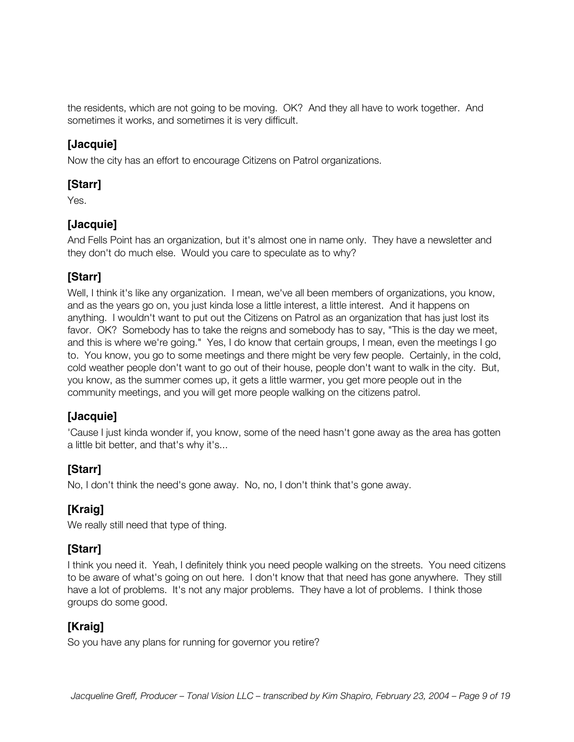the residents, which are not going to be moving. OK? And they all have to work together. And sometimes it works, and sometimes it is very difficult.

### [Jacquie]

Now the city has an effort to encourage Citizens on Patrol organizations.

### [Starr]

Yes.

### [Jacquie]

And Fells Point has an organization, but it's almost one in name only. They have a newsletter and they don't do much else. Would you care to speculate as to why?

### [Starr]

Well, I think it's like any organization. I mean, we've all been members of organizations, you know, and as the years go on, you just kinda lose a little interest, a little interest. And it happens on anything. I wouldn't want to put out the Citizens on Patrol as an organization that has just lost its favor. OK? Somebody has to take the reigns and somebody has to say, "This is the day we meet, and this is where we're going." Yes, I do know that certain groups, I mean, even the meetings I go to. You know, you go to some meetings and there might be very few people. Certainly, in the cold, cold weather people don't want to go out of their house, people don't want to walk in the city. But, you know, as the summer comes up, it gets a little warmer, you get more people out in the community meetings, and you will get more people walking on the citizens patrol.

### [Jacquie]

'Cause I just kinda wonder if, you know, some of the need hasn't gone away as the area has gotten a little bit better, and that's why it's...

### [Starr]

No, I don't think the need's gone away. No, no, I don't think that's gone away.

### [Kraig]

We really still need that type of thing.

### [Starr]

I think you need it. Yeah, I definitely think you need people walking on the streets. You need citizens to be aware of what's going on out here. I don't know that that need has gone anywhere. They still have a lot of problems. It's not any major problems. They have a lot of problems. I think those groups do some good.

### [Kraig]

So you have any plans for running for governor you retire?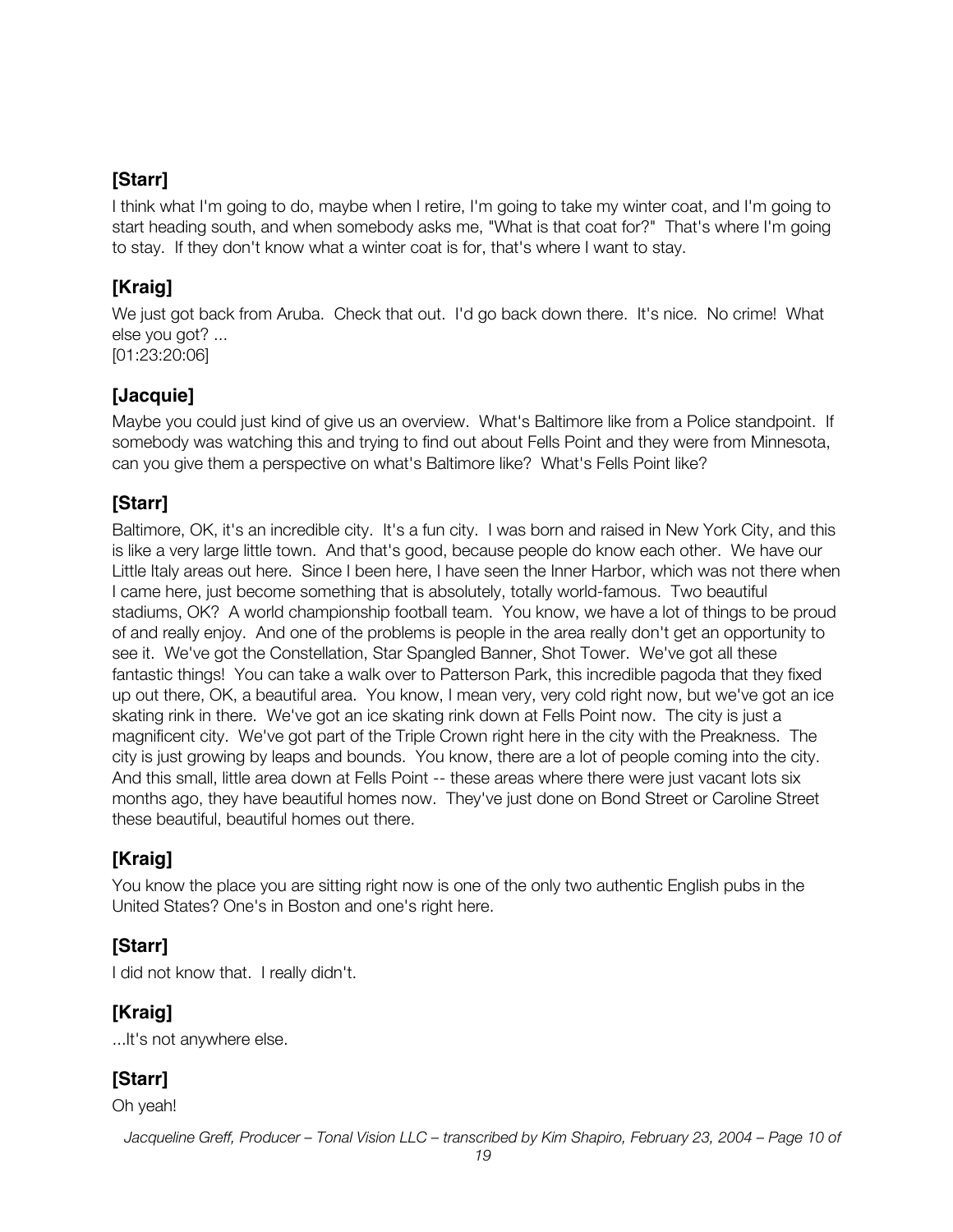## [Starr]

I think what I'm going to do, maybe when I retire, I'm going to take my winter coat, and I'm going to start heading south, and when somebody asks me, "What is that coat for?" That's where I'm going to stay. If they don't know what a winter coat is for, that's where I want to stay.

## [Kraig]

We just got back from Aruba. Check that out. I'd go back down there. It's nice. No crime! What else you got? ...
[01:23:20:06]

## [Jacquie]

Maybe you could just kind of give us an overview. What's Baltimore like from a Police standpoint. If somebody was watching this and trying to find out about Fells Point and they were from Minnesota, can you give them a perspective on what's Baltimore like? What's Fells Point like?

## [Starr]

Baltimore, OK, it's an incredible city. It's a fun city. I was born and raised in New York City, and this is like a very large little town. And that's good, because people do know each other. We have our Little Italy areas out here. Since I been here, I have seen the Inner Harbor, which was not there when I came here, just become something that is absolutely, totally world-famous. Two beautiful stadiums, OK? A world championship football team. You know, we have a lot of things to be proud of and really enjoy. And one of the problems is people in the area really don't get an opportunity to see it. We've got the Constellation, Star Spangled Banner, Shot Tower. We've got all these fantastic things! You can take a walk over to Patterson Park, this incredible pagoda that they fixed up out there, OK, a beautiful area. You know, I mean very, very cold right now, but we've got an ice skating rink in there. We've got an ice skating rink down at Fells Point now. The city is just a magnificent city. We've got part of the Triple Crown right here in the city with the Preakness. The city is just growing by leaps and bounds. You know, there are a lot of people coming into the city. And this small, little area down at Fells Point -- these areas where there were just vacant lots six months ago, they have beautiful homes now. They've just done on Bond Street or Caroline Street these beautiful, beautiful homes out there.

## [Kraig]

You know the place you are sitting right now is one of the only two authentic English pubs in the United States? One's in Boston and one's right here.

## [Starr]

I did not know that. I really didn't.

## [Kraig]

...It's not anywhere else.

## [Starr]

Oh yeah!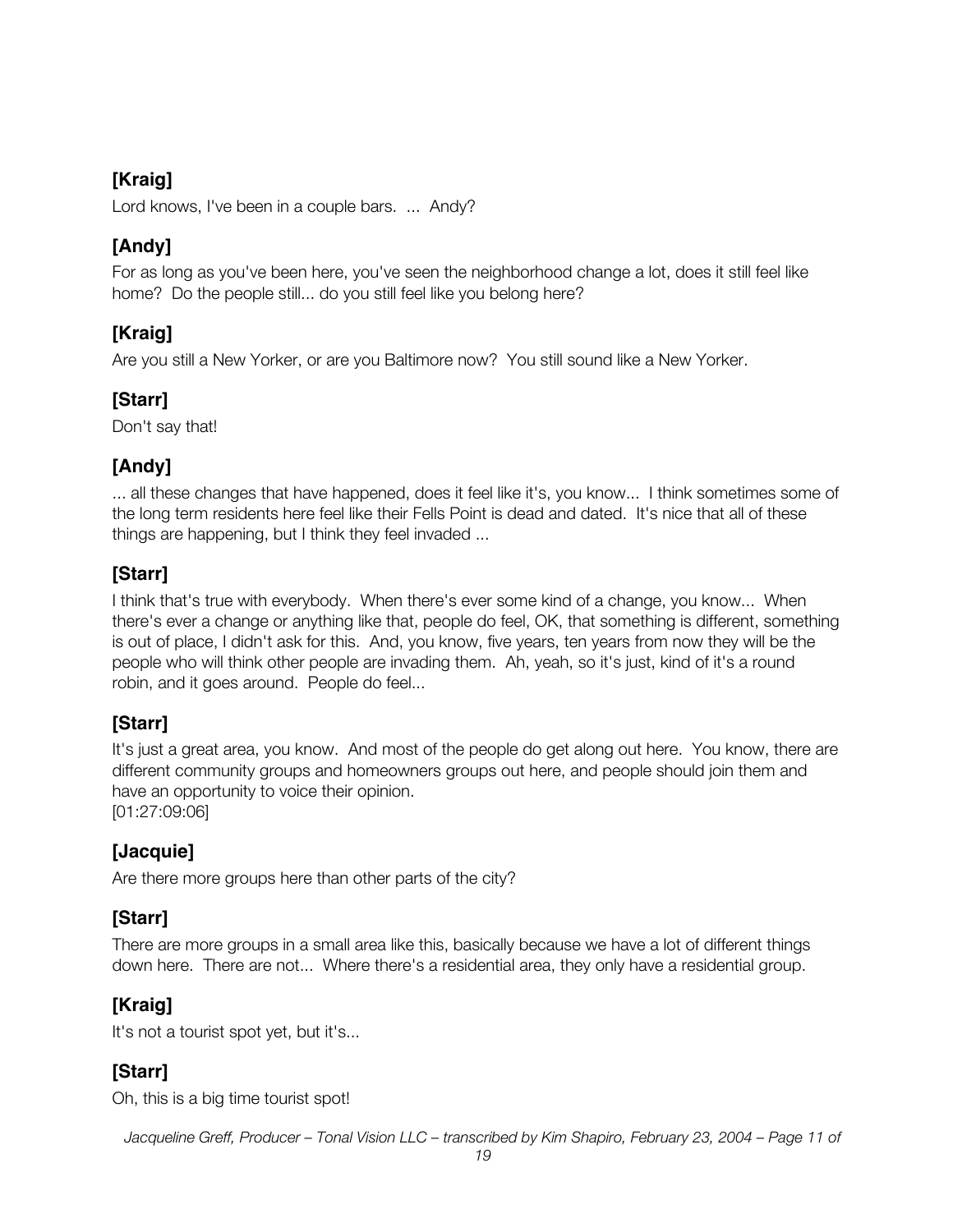**[Kraig]**

Lord knows, I've been in a couple bars. ... Andy?

**[Andy]**

For as long as you've been here, you've seen the neighborhood change a lot, does it still feel like home? Do the people still... do you still feel like you belong here?

**[Kraig]**

Are you still a New Yorker, or are you Baltimore now? You still sound like a New Yorker.

**[Starr]**

Don't say that!

**[Andy]**

... all these changes that have happened, does it feel like it's, you know... I think sometimes some of the long term residents here feel like their Fells Point is dead and dated. It's nice that all of these things are happening, but I think they feel invaded ...

**[Starr]**

I think that's true with everybody. When there's ever some kind of a change, you know... When there's ever a change or anything like that, people do feel, OK, that something is different, something is out of place, I didn't ask for this. And, you know, five years, ten years from now they will be the people who will think other people are invading them. Ah, yeah, so it's just, kind of it's a round robin, and it goes around. People do feel...

**[Starr]**

It's just a great area, you know. And most of the people do get along out here. You know, there are different community groups and homeowners groups out here, and people should join them and have an opportunity to voice their opinion.
[01:27:09:06]

**[Jacquie]**

Are there more groups here than other parts of the city?

**[Starr]**

There are more groups in a small area like this, basically because we have a lot of different things down here. There are not... Where there's a residential area, they only have a residential group.

**[Kraig]**

It's not a tourist spot yet, but it's...

**[Starr]**

Oh, this is a big time tourist spot!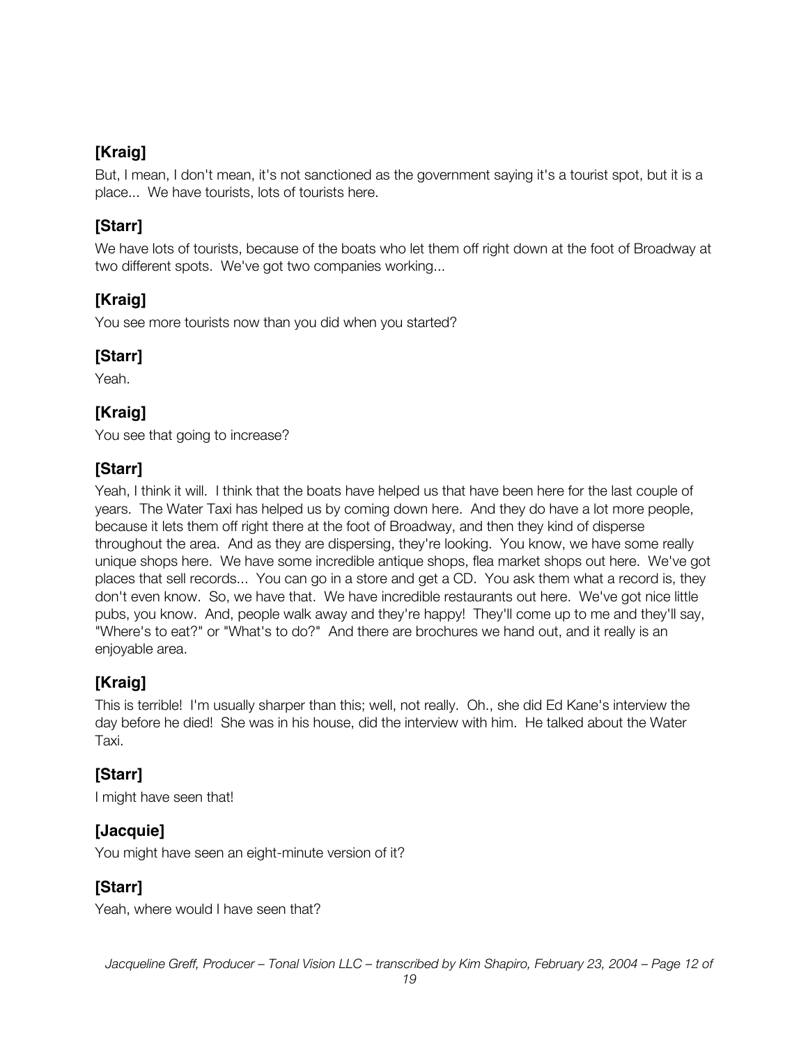**[Kraig]**

But, I mean, I don't mean, it's not sanctioned as the government saying it's a tourist spot, but it is a place... We have tourists, lots of tourists here.

**[Starr]**

We have lots of tourists, because of the boats who let them off right down at the foot of Broadway at two different spots. We've got two companies working...

**[Kraig]**

You see more tourists now than you did when you started?

**[Starr]**

Yeah.

**[Kraig]**

You see that going to increase?

**[Starr]**

Yeah, I think it will. I think that the boats have helped us that have been here for the last couple of years. The Water Taxi has helped us by coming down here. And they do have a lot more people, because it lets them off right there at the foot of Broadway, and then they kind of disperse throughout the area. And as they are dispersing, they're looking. You know, we have some really unique shops here. We have some incredible antique shops, flea market shops out here. We've got places that sell records... You can go in a store and get a CD. You ask them what a record is, they don't even know. So, we have that. We have incredible restaurants out here. We've got nice little pubs, you know. And, people walk away and they're happy! They'll come up to me and they'll say, "Where's to eat?" or "What's to do?" And there are brochures we hand out, and it really is an enjoyable area.

**[Kraig]**

This is terrible! I'm usually sharper than this; well, not really. Oh., she did Ed Kane's interview the day before he died! She was in his house, did the interview with him. He talked about the Water Taxi.

**[Starr]**

I might have seen that!

**[Jacquie]**

You might have seen an eight-minute version of it?

**[Starr]**

Yeah, where would I have seen that?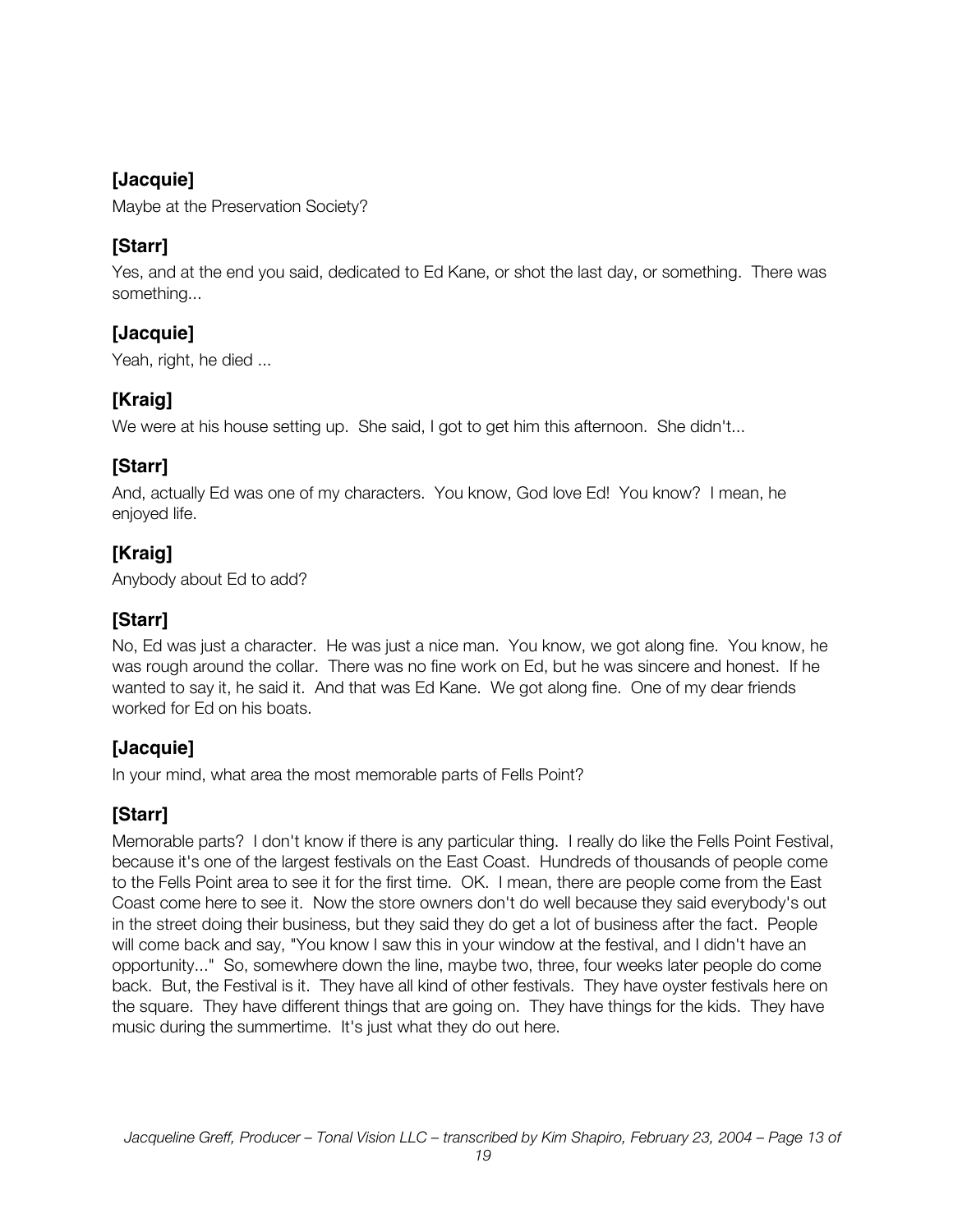**[Jacquie]**

Maybe at the Preservation Society?

**[Starr]**

Yes, and at the end you said, dedicated to Ed Kane, or shot the last day, or something. There was something...

**[Jacquie]**

Yeah, right, he died ...

**[Kraig]**

We were at his house setting up. She said, I got to get him this afternoon. She didn't...

**[Starr]**

And, actually Ed was one of my characters. You know, God love Ed! You know? I mean, he enjoyed life.

**[Kraig]**

Anybody about Ed to add?

**[Starr]**

No, Ed was just a character. He was just a nice man. You know, we got along fine. You know, he was rough around the collar. There was no fine work on Ed, but he was sincere and honest. If he wanted to say it, he said it. And that was Ed Kane. We got along fine. One of my dear friends worked for Ed on his boats.

**[Jacquie]**

In your mind, what area the most memorable parts of Fells Point?

**[Starr]**

Memorable parts? I don't know if there is any particular thing. I really do like the Fells Point Festival, because it's one of the largest festivals on the East Coast. Hundreds of thousands of people come to the Fells Point area to see it for the first time. OK. I mean, there are people come from the East Coast come here to see it. Now the store owners don't do well because they said everybody's out in the street doing their business, but they said they do get a lot of business after the fact. People will come back and say, "You know I saw this in your window at the festival, and I didn't have an opportunity..." So, somewhere down the line, maybe two, three, four weeks later people do come back. But, the Festival is it. They have all kind of other festivals. They have oyster festivals here on the square. They have different things that are going on. They have things for the kids. They have music during the summertime. It's just what they do out here.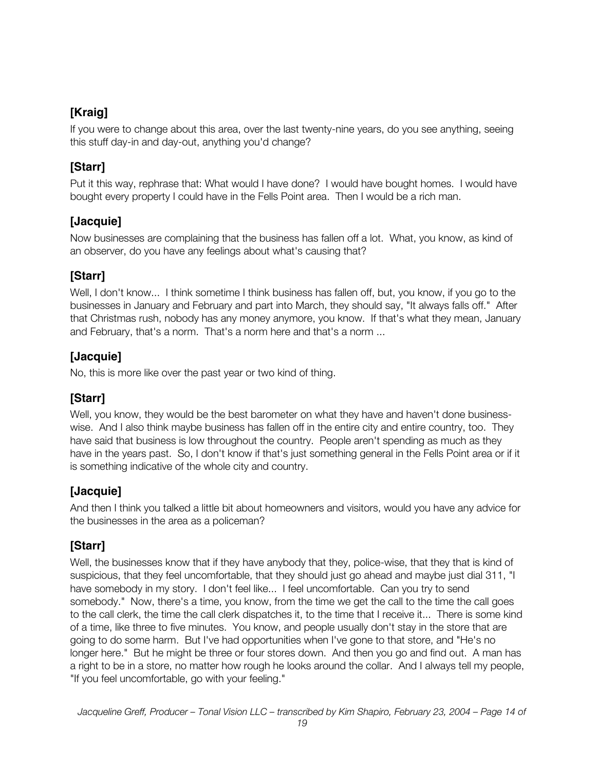## [Kraig]

If you were to change about this area, over the last twenty-nine years, do you see anything, seeing this stuff day-in and day-out, anything you'd change?

## [Starr]

Put it this way, rephrase that: What would I have done? I would have bought homes. I would have bought every property I could have in the Fells Point area. Then I would be a rich man.

## [Jacquie]

Now businesses are complaining that the business has fallen off a lot. What, you know, as kind of an observer, do you have any feelings about what's causing that?

## [Starr]

Well, I don't know... I think sometime I think business has fallen off, but, you know, if you go to the businesses in January and February and part into March, they should say, "It always falls off." After that Christmas rush, nobody has any money anymore, you know. If that's what they mean, January and February, that's a norm. That's a norm here and that's a norm ...

## [Jacquie]

No, this is more like over the past year or two kind of thing.

## [Starr]

Well, you know, they would be the best barometer on what they have and haven't done business-wise. And I also think maybe business has fallen off in the entire city and entire country, too. They have said that business is low throughout the country. People aren't spending as much as they have in the years past. So, I don't know if that's just something general in the Fells Point area or if it is something indicative of the whole city and country.

## [Jacquie]

And then I think you talked a little bit about homeowners and visitors, would you have any advice for the businesses in the area as a policeman?

## [Starr]

Well, the businesses know that if they have anybody that they, police-wise, that they that is kind of suspicious, that they feel uncomfortable, that they should just go ahead and maybe just dial 311, "I have somebody in my story. I don't feel like... I feel uncomfortable. Can you try to send somebody." Now, there's a time, you know, from the time we get the call to the time the call goes to the call clerk, the time the call clerk dispatches it, to the time that I receive it... There is some kind of a time, like three to five minutes. You know, and people usually don't stay in the store that are going to do some harm. But I've had opportunities when I've gone to that store, and "He's no longer here." But he might be three or four stores down. And then you go and find out. A man has a right to be in a store, no matter how rough he looks around the collar. And I always tell my people, "If you feel uncomfortable, go with your feeling."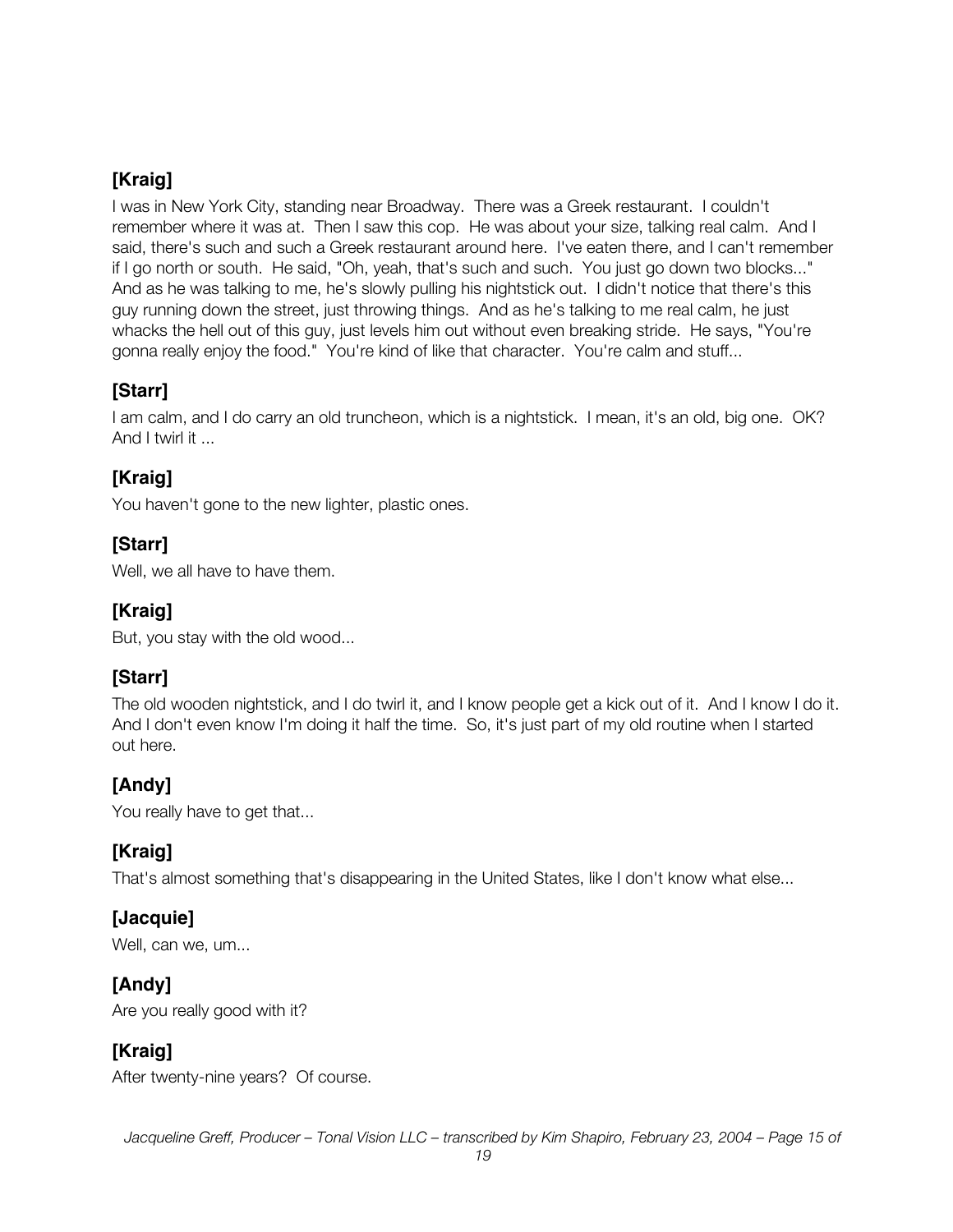**[Kraig]**

I was in New York City, standing near Broadway. There was a Greek restaurant. I couldn't remember where it was at. Then I saw this cop. He was about your size, talking real calm. And I said, there's such and such a Greek restaurant around here. I've eaten there, and I can't remember if I go north or south. He said, "Oh, yeah, that's such and such. You just go down two blocks..." And as he was talking to me, he's slowly pulling his nightstick out. I didn't notice that there's this guy running down the street, just throwing things. And as he's talking to me real calm, he just whacks the hell out of this guy, just levels him out without even breaking stride. He says, "You're gonna really enjoy the food." You're kind of like that character. You're calm and stuff...

**[Starr]**

I am calm, and I do carry an old truncheon, which is a nightstick. I mean, it's an old, big one. OK? And I twirl it ...

**[Kraig]**

You haven't gone to the new lighter, plastic ones.

**[Starr]**

Well, we all have to have them.

**[Kraig]**

But, you stay with the old wood...

**[Starr]**

The old wooden nightstick, and I do twirl it, and I know people get a kick out of it. And I know I do it. And I don't even know I'm doing it half the time. So, it's just part of my old routine when I started out here.

**[Andy]**

You really have to get that...

**[Kraig]**

That's almost something that's disappearing in the United States, like I don't know what else...

**[Jacquie]**

Well, can we, um...

**[Andy]**

Are you really good with it?

**[Kraig]**

After twenty-nine years? Of course.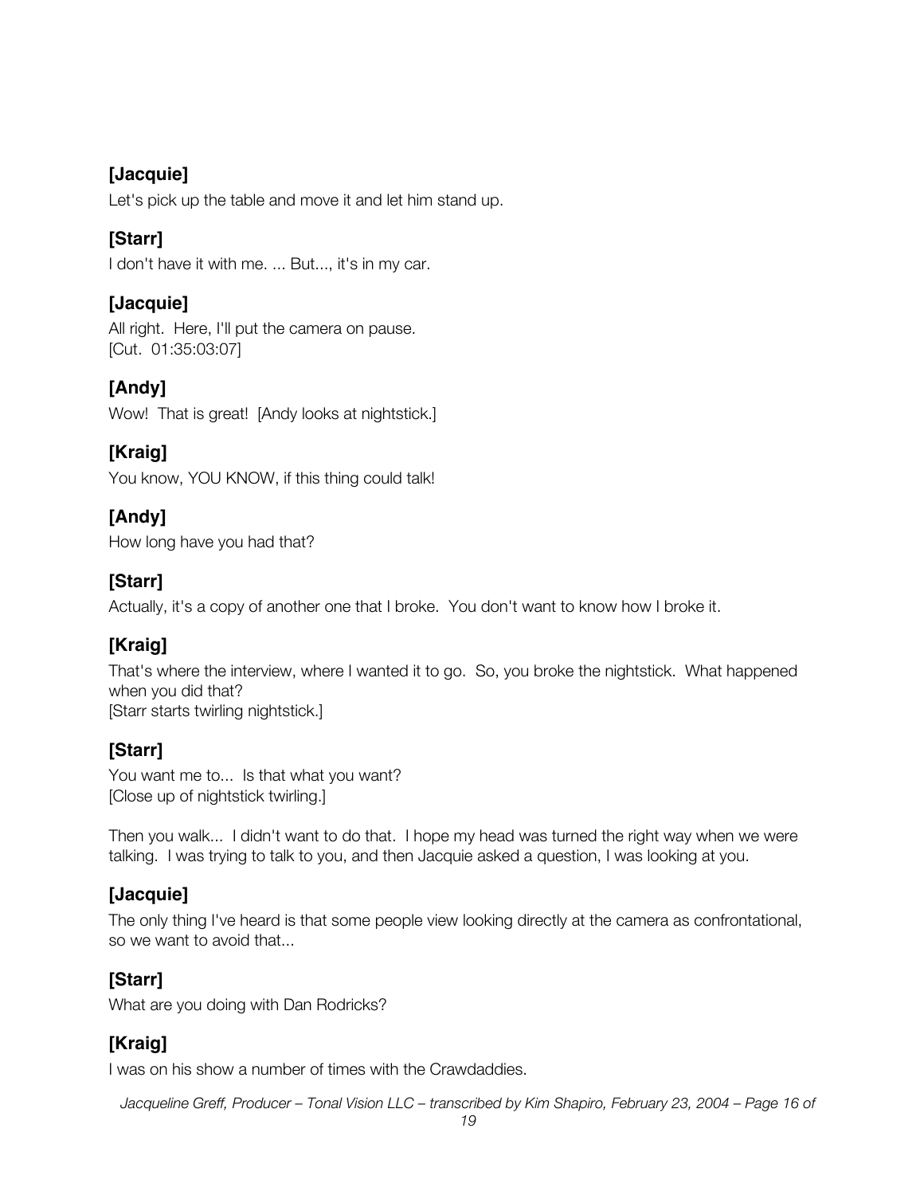**[Jacquie]**

Let's pick up the table and move it and let him stand up.

**[Starr]**

I don't have it with me. ... But..., it's in my car.

**[Jacquie]**

All right. Here, I'll put the camera on pause.
[Cut. 01:35:03:07]

**[Andy]**

Wow! That is great! [Andy looks at nightstick.]

**[Kraig]**

You know, YOU KNOW, if this thing could talk!

**[Andy]**

How long have you had that?

**[Starr]**

Actually, it's a copy of another one that I broke. You don't want to know how I broke it.

**[Kraig]**

That's where the interview, where I wanted it to go. So, you broke the nightstick. What happened when you did that?
[Starr starts twirling nightstick.]

**[Starr]**

You want me to... Is that what you want?
[Close up of nightstick twirling.]

Then you walk... I didn't want to do that. I hope my head was turned the right way when we were talking. I was trying to talk to you, and then Jacquie asked a question, I was looking at you.

**[Jacquie]**

The only thing I've heard is that some people view looking directly at the camera as confrontational, so we want to avoid that...

**[Starr]**

What are you doing with Dan Rodricks?

**[Kraig]**

I was on his show a number of times with the Crawdaddies.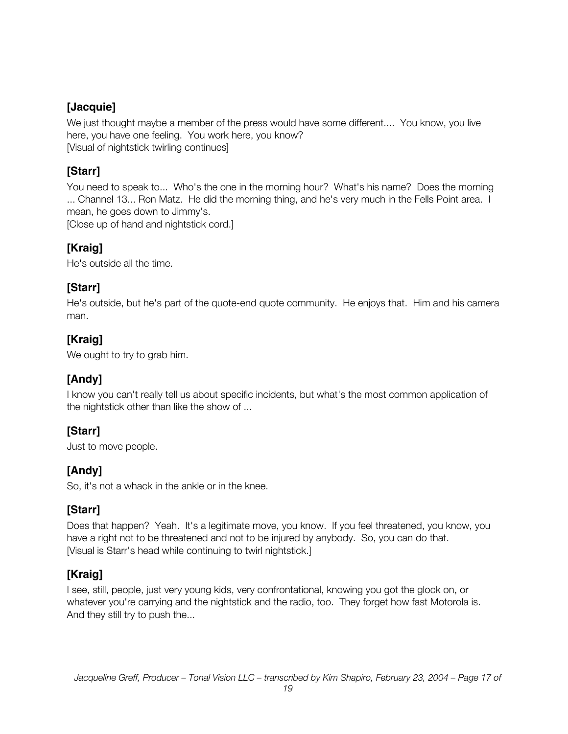### [Jacquie]

We just thought maybe a member of the press would have some different.... You know, you live here, you have one feeling. You work here, you know?
[Visual of nightstick twirling continues]

### [Starr]

You need to speak to... Who's the one in the morning hour? What's his name? Does the morning ... Channel 13... Ron Matz. He did the morning thing, and he's very much in the Fells Point area. I mean, he goes down to Jimmy's.
[Close up of hand and nightstick cord.]

### [Kraig]

He's outside all the time.

### [Starr]

He's outside, but he's part of the quote-end quote community. He enjoys that. Him and his camera man.

### [Kraig]

We ought to try to grab him.

### [Andy]

I know you can't really tell us about specific incidents, but what's the most common application of the nightstick other than like the show of ...

### [Starr]

Just to move people.

### [Andy]

So, it's not a whack in the ankle or in the knee.

### [Starr]

Does that happen? Yeah. It's a legitimate move, you know. If you feel threatened, you know, you have a right not to be threatened and not to be injured by anybody. So, you can do that.
[Visual is Starr's head while continuing to twirl nightstick.]

### [Kraig]

I see, still, people, just very young kids, very confrontational, knowing you got the glock on, or whatever you're carrying and the nightstick and the radio, too. They forget how fast Motorola is. And they still try to push the...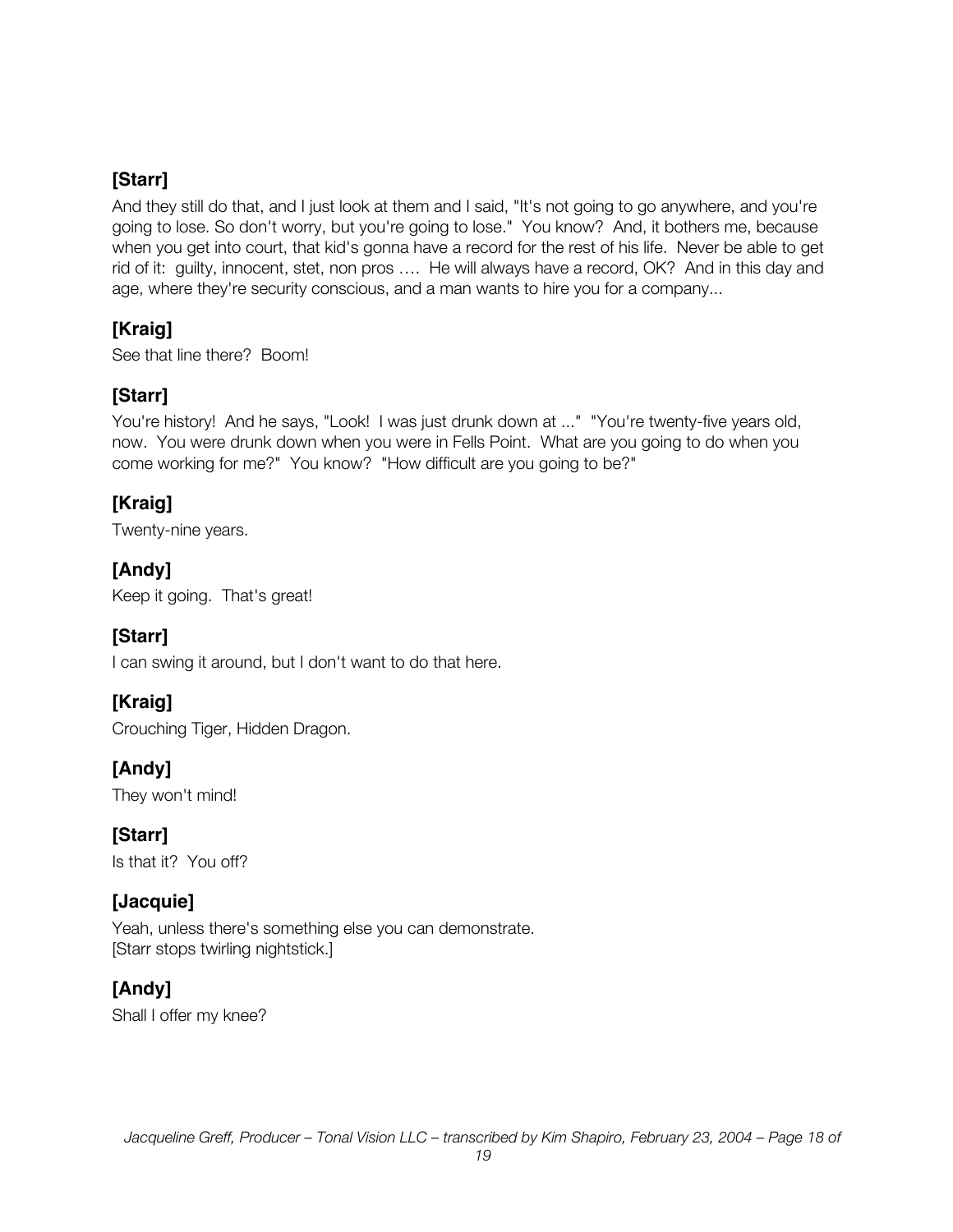**[Starr]**

And they still do that, and I just look at them and I said, "It's not going to go anywhere, and you're going to lose. So don't worry, but you're going to lose." You know? And, it bothers me, because when you get into court, that kid's gonna have a record for the rest of his life. Never be able to get rid of it: guilty, innocent, stet, non pros …. He will always have a record, OK? And in this day and age, where they're security conscious, and a man wants to hire you for a company...

**[Kraig]**

See that line there? Boom!

**[Starr]**

You're history! And he says, "Look! I was just drunk down at ..." "You're twenty-five years old, now. You were drunk down when you were in Fells Point. What are you going to do when you come working for me?" You know? "How difficult are you going to be?"

**[Kraig]**

Twenty-nine years.

**[Andy]**

Keep it going. That's great!

**[Starr]**

I can swing it around, but I don't want to do that here.

**[Kraig]**

Crouching Tiger, Hidden Dragon.

**[Andy]**

They won't mind!

**[Starr]**

Is that it? You off?

**[Jacquie]**

Yeah, unless there's something else you can demonstrate.
[Starr stops twirling nightstick.]

**[Andy]**

Shall I offer my knee?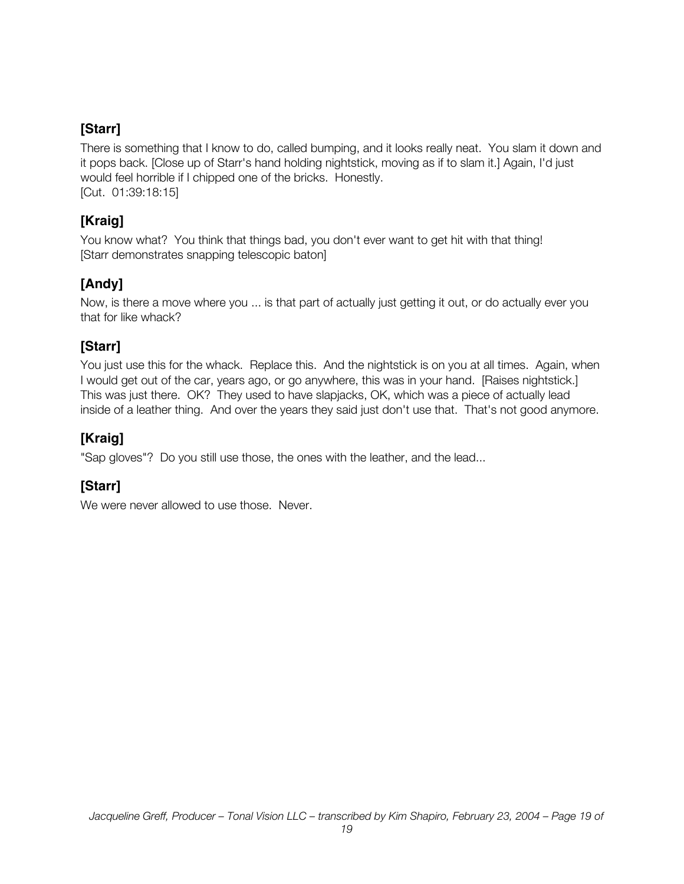### [Starr]

There is something that I know to do, called bumping, and it looks really neat. You slam it down and it pops back. [Close up of Starr's hand holding nightstick, moving as if to slam it.] Again, I'd just would feel horrible if I chipped one of the bricks. Honestly.
[Cut. 01:39:18:15]

### [Kraig]

You know what? You think that things bad, you don't ever want to get hit with that thing!
[Starr demonstrates snapping telescopic baton]

### [Andy]

Now, is there a move where you ... is that part of actually just getting it out, or do actually ever you that for like whack?

### [Starr]

You just use this for the whack. Replace this. And the nightstick is on you at all times. Again, when I would get out of the car, years ago, or go anywhere, this was in your hand. [Raises nightstick.] This was just there. OK? They used to have slapjacks, OK, which was a piece of actually lead inside of a leather thing. And over the years they said just don't use that. That's not good anymore.

### [Kraig]

"Sap gloves"? Do you still use those, the ones with the leather, and the lead...

### [Starr]

We were never allowed to use those. Never.